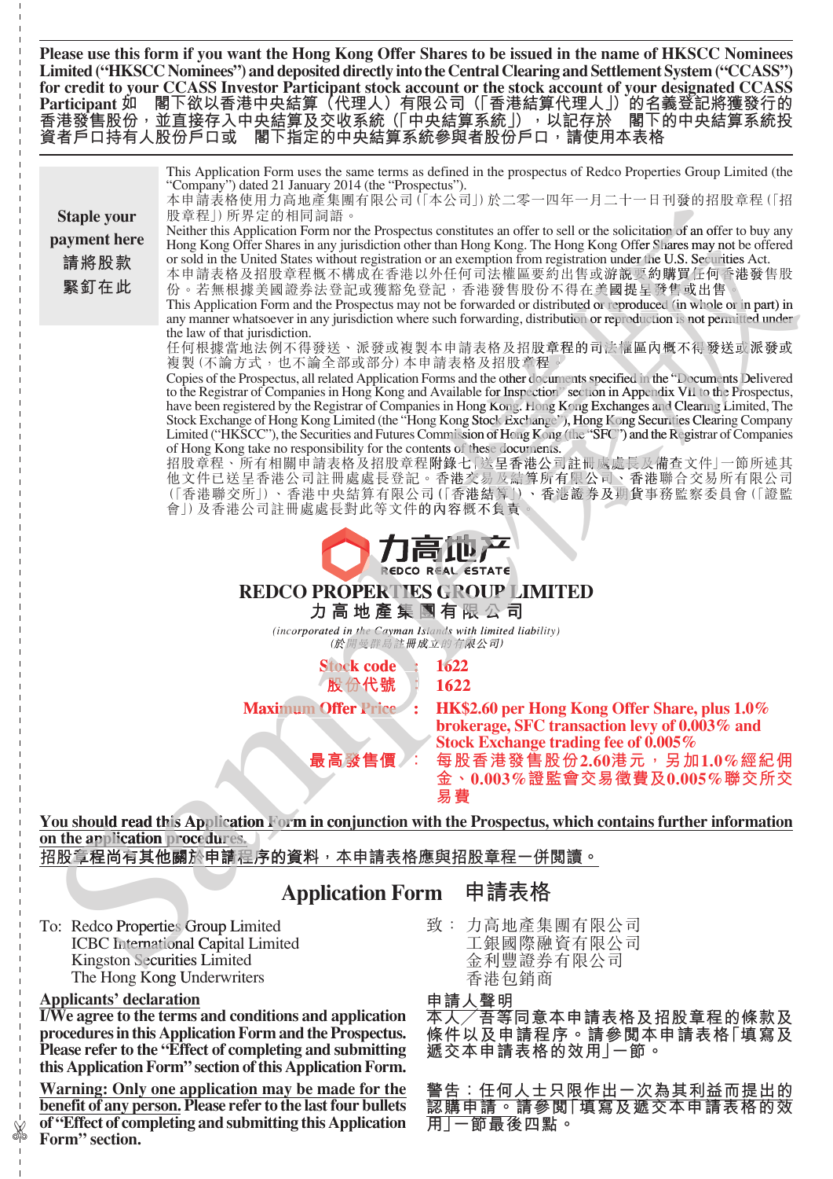**Please use this form if you want the Hong Kong Offer Shares to be issued in the name of HKSCC Nominees Limited ("HKSCC Nominees") and deposited directly into the Central Clearing and Settlement System ("CCASS") for credit to your CCASS Investor Participant stock account or the stock account of your designated CCASS Participant 如 閣下欲以香港中央結算（代理人）有限公司（「香港結算代理人」）的名義登記將獲發行的香港發售股份，並直接存入中央結算及交收系統（「中央結算系統」），以記存於 閣下的中央結算系統投資者戶口持有人股份戶口或 閣下指定的中央結算系統參與者股份戶口，請使用本表格**

**Staple your payment here**
**請將股款緊釘在此**

This Application Form uses the same terms as defined in the prospectus of Redco Properties Group Limited (the "Company") dated 21 January 2014 (the "Prospectus").

本申請表格使用力高地產集團有限公司（「本公司」）於二零一四年一月二十一日刊發的招股章程（「招股章程」）所界定的相同詞語。

Neither this Application Form nor the Prospectus constitutes an offer to sell or the solicitation of an offer to buy any Hong Kong Offer Shares in any jurisdiction other than Hong Kong. The Hong Kong Offer Shares may not be offered or sold in the United States without registration or an exemption from registration under the U.S. Securities Act.

本申請表格及招股章程概不構成在香港以外任何司法權區要約出售或游說要約購買任何香港發售股份。若無根據美國證券法登記或獲豁免登記，香港發售股份不得在美國提呈發售或出售。

This Application Form and the Prospectus may not be forwarded or distributed or reproduced (in whole or in part) in any manner whatsoever in any jurisdiction where such forwarding, distribution or reproduction is not permitted under the law of that jurisdiction.

任何根據當地法例不得發送、派發或複製本申請表格及招股章程的司法權區內概不得發送或派發或複製（不論方式，也不論全部或部分）本申請表格及招股章程。

Copies of the Prospectus, all related Application Forms and the other documents specified in the "Documents Delivered to the Registrar of Companies in Hong Kong and Available for Inspection" section in Appendix VII to the Prospectus, have been registered by the Registrar of Companies in Hong Kong. Hong Kong Exchanges and Clearing Limited, The Stock Exchange of Hong Kong Limited (the "Hong Kong Stock Exchange"), Hong Kong Securities Clearing Company Limited ("HKSCC"), the Securities and Futures Commission of Hong Kong (the "SFC") and the Registrar of Companies of Hong Kong take no responsibility for the contents of these documents.

招股章程、所有相關申請表格及招股章程附錄七「送呈香港公司註冊處處長及備查文件」一節所述其他文件已送呈香港公司註冊處處長登記。香港交易及結算所有限公司、香港聯合交易所有限公司（「香港聯交所」）、香港中央結算有限公司（「香港結算」）、香港證券及期貨事務監察委員會（「證監會」）及香港公司註冊處處長對此等文件的內容概不負責。

力高地产
REDCO REAL ESTATE

# REDCO PROPERTIES GROUP LIMITED
# 力高地產集團有限公司

*(incorporated in the Cayman Islands with limited liability)*
*(於開曼群島註冊成立的有限公司)*

**Stock code : 1622**
**股份代號 : 1622**

**Maximum Offer Price : HK$2.60 per Hong Kong Offer Share, plus 1.0% brokerage, SFC transaction levy of 0.003% and Stock Exchange trading fee of 0.005%**

**最高發售價 : 每股香港發售股份2.60港元，另加1.0%經紀佣金、0.003%證監會交易徵費及0.005%聯交所交易費**

**You should read this Application Form in conjunction with the Prospectus, which contains further information on the application procedures.**
**招股章程尚有其他關於申請程序的資料，本申請表格應與招股章程一併閱讀。**

## Application Form 申請表格

To: Redco Properties Group Limited
ICBC International Capital Limited
Kingston Securities Limited
The Hong Kong Underwriters

致： 力高地產集團有限公司
工銀國際融資有限公司
金利豐證券有限公司
香港包銷商

**Applicants' declaration**

**I/We agree to the terms and conditions and application procedures in this Application Form and the Prospectus. Please refer to the "Effect of completing and submitting this Application Form" section of this Application Form.**

**Warning: Only one application may be made for the benefit of any person. Please refer to the last four bullets of "Effect of completing and submitting this Application Form" section.**

**申請人聲明**

**本人╱吾等同意本申請表格及招股章程的條款及條件以及申請程序。請參閱本申請表格「填寫及遞交本申請表格的效用」一節。**

**警告：任何人士只限作出一次為其利益而提出的認購申請。請參閱「填寫及遞交本申請表格的效用」一節最後四點。**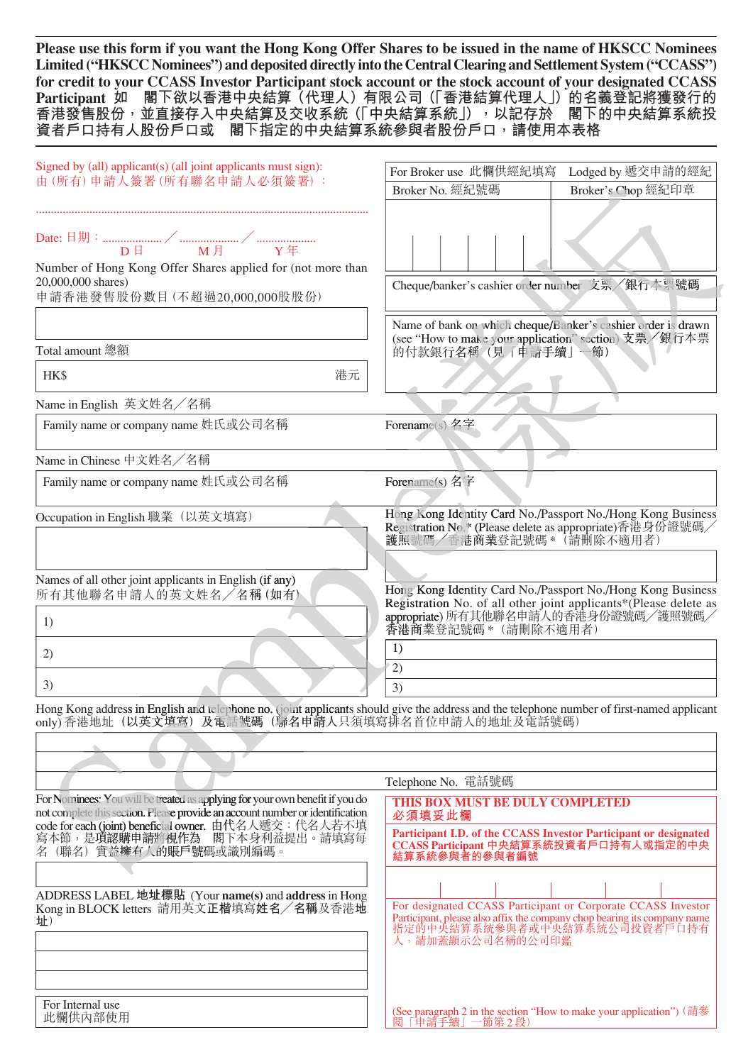**Please use this form if you want the Hong Kong Offer Shares to be issued in the name of HKSCC Nominees Limited ("HKSCC Nominees") and deposited directly into the Central Clearing and Settlement System ("CCASS") for credit to your CCASS Investor Participant stock account or the stock account of your designated CCASS Participant 如 閣下欲以香港中央結算（代理人）有限公司（「香港結算代理人」）的名義登記將獲發行的香港發售股份，並直接存入中央結算及交收系統（「中央結算系統」），以記存於 閣下的中央結算系統投資者戶口持有人股份戶口或 閣下指定的中央結算系統參與者股份戶口，請使用本表格**

Signed by (all) applicant(s) (all joint applicants must sign):
由（所有）申請人簽署（所有聯名申請人必須簽署）：

.............................................................................................

Date: 日期：.................... ／ .................... ／ ....................
D 日 M 月 Y 年

| For Broker use 此欄供經紀填寫 | Lodged by 遞交申請的經紀 |
| --- | --- |
| Broker No. 經紀號碼 | Broker's Chop 經紀印章 |
| | |

Number of Hong Kong Offer Shares applied for (not more than 20,000,000 shares)
申請香港發售股份數目（不超過20,000,000股股份）

Cheque/banker's cashier order number 支票／銀行本票號碼

Total amount 總額

HK$ 港元

Name of bank on which cheque/Banker's cashier order is drawn (see "How to make your application" section) 支票／銀行本票的付款銀行名稱（見「申請手續」一節）

Name in English 英文姓名／名稱

| Family name or company name 姓氏或公司名稱 | Forename(s) 名字 |
| --- | --- |

Name in Chinese 中文姓名／名稱

| Family name or company name 姓氏或公司名稱 | Forename(s) 名字 |
| --- | --- |

Occupation in English 職業（以英文填寫）

Hong Kong Identity Card No./Passport No./Hong Kong Business Registration No.* (Please delete as appropriate) 香港身份證號碼／護照號碼／香港商業登記號碼＊（請刪除不適用者）

Names of all other joint applicants in English (if any)
所有其他聯名申請人的英文姓名／名稱（如有）

1)
2)
3)

Hong Kong Identity Card No./Passport No./Hong Kong Business Registration No. of all other joint applicants* (Please delete as appropriate) 所有其他聯名申請人的香港身份證號碼／護照號碼／香港商業登記號碼＊（請刪除不適用者）

1)
2)
3)

Hong Kong address in English and telephone no. (joint applicants should give the address and the telephone number of first-named applicant only) 香港地址（以英文填寫）及電話號碼（聯名申請人只須填寫排名首位申請人的地址及電話號碼）

Telephone No. 電話號碼

For Nominees: You will be treated as applying for your own benefit if you do not complete this section. Please provide an account number or identification code for each (joint) beneficial owner. 由代名人遞交：代名人若不填寫本節，是項認購申請將視作為 閣下本身利益提出。請填寫每名（聯名）實益擁有人的賬戶號碼或識別編碼。

**THIS BOX MUST BE DULY COMPLETED**
**必須填妥此欄**

**Participant I.D. of the CCASS Investor Participant or designated CCASS Participant 中央結算系統投資者戶口持有人或指定的中央結算系統參與者的參與者編號**

ADDRESS LABEL 地址標貼 (Your **name(s)** and **address** in Hong Kong in BLOCK letters 請用英文**正楷**填寫姓名／名稱及香港地址)

For designated CCASS Participant or Corporate CCASS Investor Participant, please also affix the company chop bearing its company name 指定的中央結算系統參與者或中央結算系統公司投資者戶口持有人，請加蓋顯示公司名稱的公司印鑑

For Internal use
此欄供內部使用

(See paragraph 2 in the section "How to make your application")（請參閱「申請手續」一節第2段）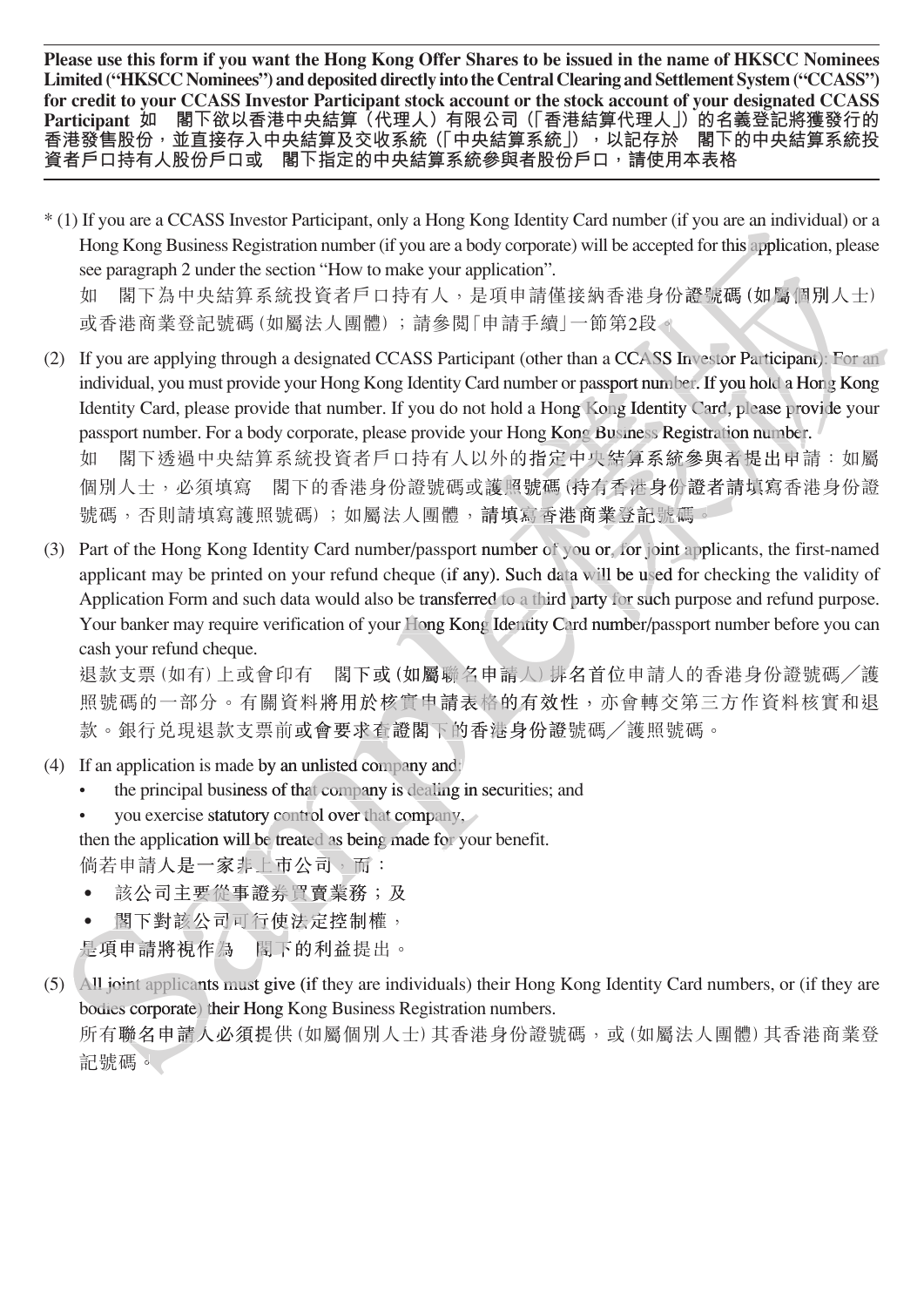**Please use this form if you want the Hong Kong Offer Shares to be issued in the name of HKSCC Nominees Limited ("HKSCC Nominees") and deposited directly into the Central Clearing and Settlement System ("CCASS") for credit to your CCASS Investor Participant stock account or the stock account of your designated CCASS Participant 如　閣下欲以香港中央結算（代理人）有限公司（「香港結算代理人」）的名義登記將獲發行的香港發售股份，並直接存入中央結算及交收系統（「中央結算系統」），以記存於　閣下的中央結算系統投資者戶口持有人股份戶口或　閣下指定的中央結算系統參與者股份戶口，請使用本表格**

\* (1) If you are a CCASS Investor Participant, only a Hong Kong Identity Card number (if you are an individual) or a Hong Kong Business Registration number (if you are a body corporate) will be accepted for this application, please see paragraph 2 under the section "How to make your application".

如　閣下為中央結算系統投資者戶口持有人，是項申請僅接納香港身份證號碼(如屬個別人士)或香港商業登記號碼(如屬法人團體)；請參閱「申請手續」一節第2段。

(2) If you are applying through a designated CCASS Participant (other than a CCASS Investor Participant): For an individual, you must provide your Hong Kong Identity Card number or passport number. If you hold a Hong Kong Identity Card, please provide that number. If you do not hold a Hong Kong Identity Card, please provide your passport number. For a body corporate, please provide your Hong Kong Business Registration number.

如　閣下透過中央結算系統投資者戶口持有人以外的指定中央結算系統參與者提出申請：如屬個別人士，必須填寫　閣下的香港身份證號碼或護照號碼(持有香港身份證者請填寫香港身份證號碼，否則請填寫護照號碼)；如屬法人團體，請填寫香港商業登記號碼。

(3) Part of the Hong Kong Identity Card number/passport number of you or, for joint applicants, the first-named applicant may be printed on your refund cheque (if any). Such data will be used for checking the validity of Application Form and such data would also be transferred to a third party for such purpose and refund purpose. Your banker may require verification of your Hong Kong Identity Card number/passport number before you can cash your refund cheque.

退款支票(如有)上或會印有　閣下或(如屬聯名申請人)排名首位申請人的香港身份證號碼／護照號碼的一部分。有關資料將用於核實申請表格的有效性，亦會轉交第三方作資料核實和退款。銀行兌現退款支票前或會要求查證閣下的香港身份證號碼／護照號碼。

(4) If an application is made by an unlisted company and:

- the principal business of that company is dealing in securities; and
- you exercise statutory control over that company,

then the application will be treated as being made for your benefit.

倘若申請人是一家非上市公司，而：

- 該公司主要從事證券買賣業務；及
- 閣下對該公司可行使法定控制權，

是項申請將視作為　閣下的利益提出。

(5) All joint applicants must give (if they are individuals) their Hong Kong Identity Card numbers, or (if they are bodies corporate) their Hong Kong Business Registration numbers.

所有聯名申請人必須提供(如屬個別人士)其香港身份證號碼，或(如屬法人團體)其香港商業登記號碼。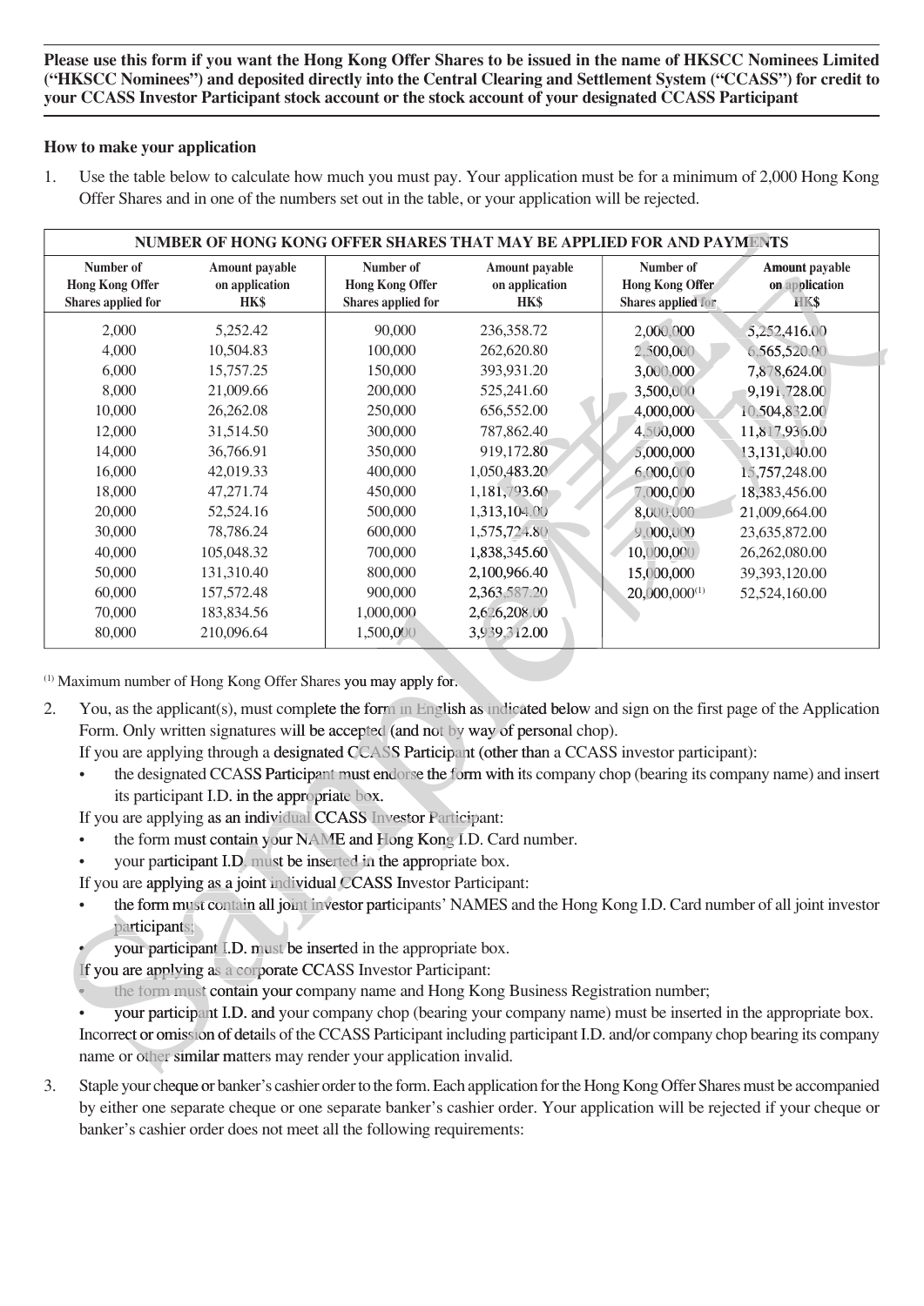**Please use this form if you want the Hong Kong Offer Shares to be issued in the name of HKSCC Nominees Limited ("HKSCC Nominees") and deposited directly into the Central Clearing and Settlement System ("CCASS") for credit to your CCASS Investor Participant stock account or the stock account of your designated CCASS Participant**

**How to make your application**

1. Use the table below to calculate how much you must pay. Your application must be for a minimum of 2,000 Hong Kong Offer Shares and in one of the numbers set out in the table, or your application will be rejected.

| NUMBER OF HONG KONG OFFER SHARES THAT MAY BE APPLIED FOR AND PAYMENTS | | | | | |
|---|---|---|---|---|---|
| **Number of Hong Kong Offer Shares applied for** | **Amount payable on application HK$** | **Number of Hong Kong Offer Shares applied for** | **Amount payable on application HK$** | **Number of Hong Kong Offer Shares applied for** | **Amount payable on application HK$** |
| 2,000 | 5,252.42 | 90,000 | 236,358.72 | 2,000,000 | 5,252,416.00 |
| 4,000 | 10,504.83 | 100,000 | 262,620.80 | 2,500,000 | 6,565,520.00 |
| 6,000 | 15,757.25 | 150,000 | 393,931.20 | 3,000,000 | 7,878,624.00 |
| 8,000 | 21,009.66 | 200,000 | 525,241.60 | 3,500,000 | 9,191,728.00 |
| 10,000 | 26,262.08 | 250,000 | 656,552.00 | 4,000,000 | 10,504,832.00 |
| 12,000 | 31,514.50 | 300,000 | 787,862.40 | 4,500,000 | 11,817,936.00 |
| 14,000 | 36,766.91 | 350,000 | 919,172.80 | 5,000,000 | 13,131,040.00 |
| 16,000 | 42,019.33 | 400,000 | 1,050,483.20 | 6,000,000 | 15,757,248.00 |
| 18,000 | 47,271.74 | 450,000 | 1,181,793.60 | 7,000,000 | 18,383,456.00 |
| 20,000 | 52,524.16 | 500,000 | 1,313,104.00 | 8,000,000 | 21,009,664.00 |
| 30,000 | 78,786.24 | 600,000 | 1,575,724.80 | 9,000,000 | 23,635,872.00 |
| 40,000 | 105,048.32 | 700,000 | 1,838,345.60 | 10,000,000 | 26,262,080.00 |
| 50,000 | 131,310.40 | 800,000 | 2,100,966.40 | 15,000,000 | 39,393,120.00 |
| 60,000 | 157,572.48 | 900,000 | 2,363,587.20 | 20,000,000[1] | 52,524,160.00 |
| 70,000 | 183,834.56 | 1,000,000 | 2,626,208.00 | | |
| 80,000 | 210,096.64 | 1,500,000 | 3,939,312.00 | | |

[1] Maximum number of Hong Kong Offer Shares you may apply for.

2. You, as the applicant(s), must complete the form in English as indicated below and sign on the first page of the Application Form. Only written signatures will be accepted (and not by way of personal chop).

   If you are applying through a designated CCASS Participant (other than a CCASS investor participant):
   - the designated CCASS Participant must endorse the form with its company chop (bearing its company name) and insert its participant I.D. in the appropriate box.

   If you are applying as an individual CCASS Investor Participant:
   - the form must contain your NAME and Hong Kong I.D. Card number.
   - your participant I.D. must be inserted in the appropriate box.

   If you are applying as a joint individual CCASS Investor Participant:
   - the form must contain all joint investor participants' NAMES and the Hong Kong I.D. Card number of all joint investor participants;
   - your participant I.D. must be inserted in the appropriate box.

   If you are applying as a corporate CCASS Investor Participant:
   - the form must contain your company name and Hong Kong Business Registration number;
   - your participant I.D. and your company chop (bearing your company name) must be inserted in the appropriate box.

   Incorrect or omission of details of the CCASS Participant including participant I.D. and/or company chop bearing its company name or other similar matters may render your application invalid.

3. Staple your cheque or banker's cashier order to the form. Each application for the Hong Kong Offer Shares must be accompanied by either one separate cheque or one separate banker's cashier order. Your application will be rejected if your cheque or banker's cashier order does not meet all the following requirements: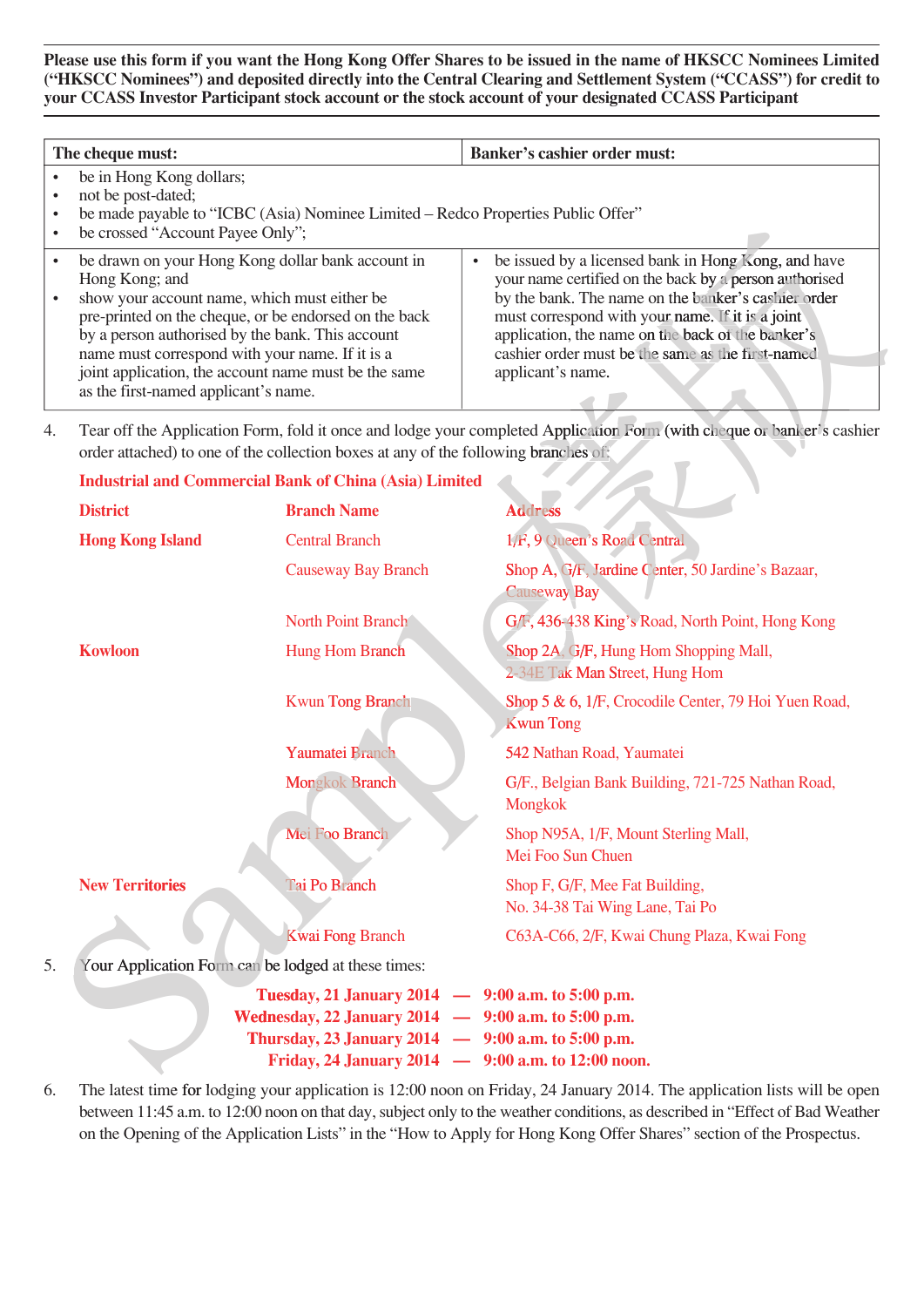**Please use this form if you want the Hong Kong Offer Shares to be issued in the name of HKSCC Nominees Limited ("HKSCC Nominees") and deposited directly into the Central Clearing and Settlement System ("CCASS") for credit to your CCASS Investor Participant stock account or the stock account of your designated CCASS Participant**

| The cheque must: | Banker's cashier order must: |
|---|---|
| • be in Hong Kong dollars;<br>• not be post-dated;<br>• be made payable to "ICBC (Asia) Nominee Limited – Redco Properties Public Offer"<br>• be crossed "Account Payee Only"; | |
| • be drawn on your Hong Kong dollar bank account in Hong Kong; and<br>• show your account name, which must either be pre-printed on the cheque, or be endorsed on the back by a person authorised by the bank. This account name must correspond with your name. If it is a joint application, the account name must be the same as the first-named applicant's name. | • be issued by a licensed bank in Hong Kong, and have your name certified on the back by a person authorised by the bank. The name on the banker's cashier order must correspond with your name. If it is a joint application, the name on the back of the banker's cashier order must be the same as the first-named applicant's name. |

4. Tear off the Application Form, fold it once and lodge your completed Application Form (with cheque or banker's cashier order attached) to one of the collection boxes at any of the following branches of:

**Industrial and Commercial Bank of China (Asia) Limited**

| District | Branch Name | Address |
|---|---|---|
| Hong Kong Island | Central Branch | 1/F, 9 Queen's Road Central |
| | Causeway Bay Branch | Shop A, G/F, Jardine Center, 50 Jardine's Bazaar, Causeway Bay |
| | North Point Branch | G/F, 436-438 King's Road, North Point, Hong Kong |
| Kowloon | Hung Hom Branch | Shop 2A, G/F, Hung Hom Shopping Mall, 2-34E Tak Man Street, Hung Hom |
| | Kwun Tong Branch | Shop 5 & 6, 1/F, Crocodile Center, 79 Hoi Yuen Road, Kwun Tong |
| | Yaumatei Branch | 542 Nathan Road, Yaumatei |
| | Mongkok Branch | G/F., Belgian Bank Building, 721-725 Nathan Road, Mongkok |
| | Mei Foo Branch | Shop N95A, 1/F, Mount Sterling Mall, Mei Foo Sun Chuen |
| New Territories | Tai Po Branch | Shop F, G/F, Mee Fat Building, No. 34-38 Tai Wing Lane, Tai Po |
| | Kwai Fong Branch | C63A-C66, 2/F, Kwai Chung Plaza, Kwai Fong |

5. Your Application Form can be lodged at these times:

**Tuesday, 21 January 2014 — 9:00 a.m. to 5:00 p.m.**
**Wednesday, 22 January 2014 — 9:00 a.m. to 5:00 p.m.**
**Thursday, 23 January 2014 — 9:00 a.m. to 5:00 p.m.**
**Friday, 24 January 2014 — 9:00 a.m. to 12:00 noon.**

6. The latest time for lodging your application is 12:00 noon on Friday, 24 January 2014. The application lists will be open between 11:45 a.m. to 12:00 noon on that day, subject only to the weather conditions, as described in "Effect of Bad Weather on the Opening of the Application Lists" in the "How to Apply for Hong Kong Offer Shares" section of the Prospectus.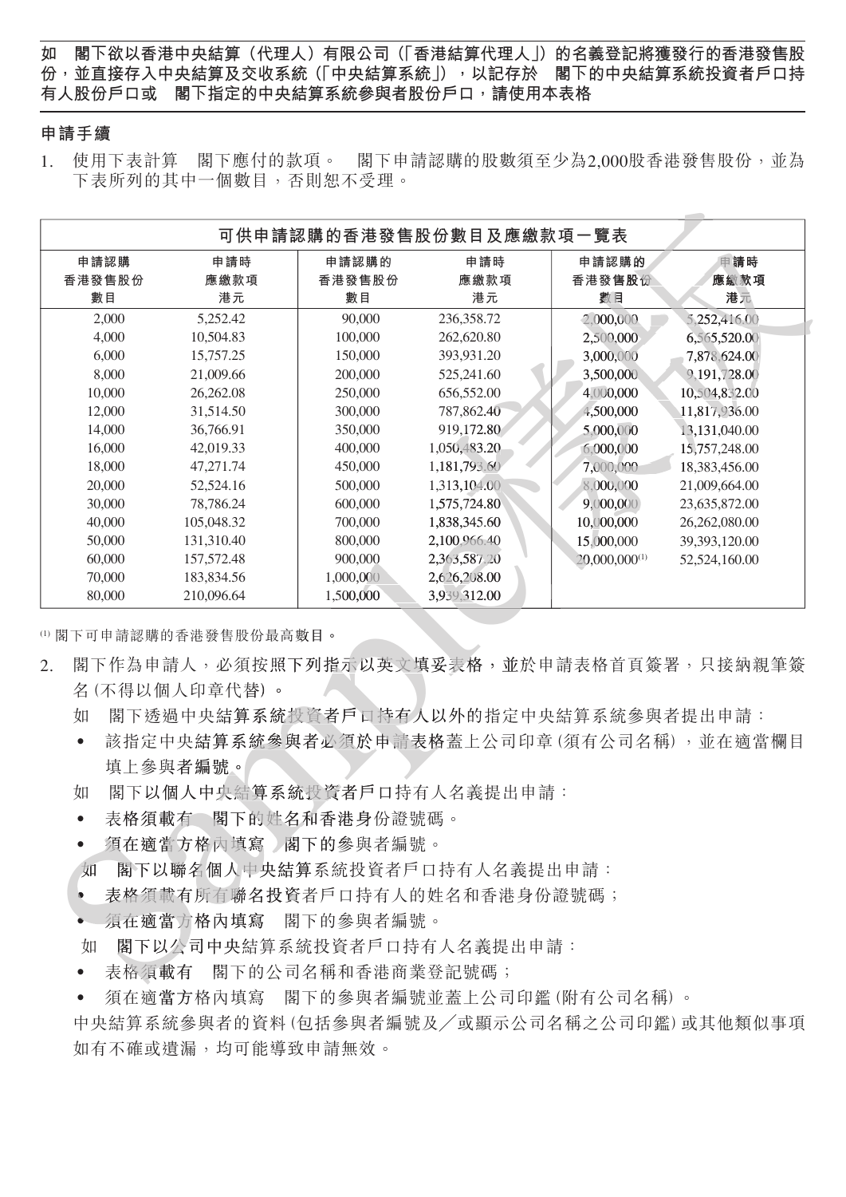**如　閣下欲以香港中央結算（代理人）有限公司（「香港結算代理人」）的名義登記將獲發行的香港發售股份，並直接存入中央結算及交收系統（「中央結算系統」），以記存於　閣下的中央結算系統投資者戶口持有人股份戶口或　閣下指定的中央結算系統參與者股份戶口，請使用本表格**

## 申請手續

1. 使用下表計算　閣下應付的款項。　閣下申請認購的股數須至少為2,000股香港發售股份，並為下表所列的其中一個數目，否則恕不受理。

**可供申請認購的香港發售股份數目及應繳款項一覽表**

| 申請認購香港發售股份數目 | 申請時應繳款項港元 | 申請認購的香港發售股份數目 | 申請時應繳款項港元 | 申請認購的香港發售股份數目 | 申請時應繳款項港元 |
|---|---|---|---|---|---|
| 2,000 | 5,252.42 | 90,000 | 236,358.72 | 2,000,000 | 5,252,416.00 |
| 4,000 | 10,504.83 | 100,000 | 262,620.80 | 2,500,000 | 6,565,520.00 |
| 6,000 | 15,757.25 | 150,000 | 393,931.20 | 3,000,000 | 7,878,624.00 |
| 8,000 | 21,009.66 | 200,000 | 525,241.60 | 3,500,000 | 9,191,728.00 |
| 10,000 | 26,262.08 | 250,000 | 656,552.00 | 4,000,000 | 10,504,832.00 |
| 12,000 | 31,514.50 | 300,000 | 787,862.40 | 4,500,000 | 11,817,936.00 |
| 14,000 | 36,766.91 | 350,000 | 919,172.80 | 5,000,000 | 13,131,040.00 |
| 16,000 | 42,019.33 | 400,000 | 1,050,483.20 | 6,000,000 | 15,757,248.00 |
| 18,000 | 47,271.74 | 450,000 | 1,181,793.60 | 7,000,000 | 18,383,456.00 |
| 20,000 | 52,524.16 | 500,000 | 1,313,104.00 | 8,000,000 | 21,009,664.00 |
| 30,000 | 78,786.24 | 600,000 | 1,575,724.80 | 9,000,000 | 23,635,872.00 |
| 40,000 | 105,048.32 | 700,000 | 1,838,345.60 | 10,000,000 | 26,262,080.00 |
| 50,000 | 131,310.40 | 800,000 | 2,100,966.40 | 15,000,000 | 39,393,120.00 |
| 60,000 | 157,572.48 | 900,000 | 2,363,587.20 | 20,000,000(1) | 52,524,160.00 |
| 70,000 | 183,834.56 | 1,000,000 | 2,626,208.00 | | |
| 80,000 | 210,096.64 | 1,500,000 | 3,939,312.00 | | |

(1) 閣下可申請認購的香港發售股份最高數目。

2. 閣下作為申請人，必須按照下列指示以英文填妥表格，並於申請表格首頁簽署，只接納親筆簽名(不得以個人印章代替)。

   如　閣下透過中央結算系統投資者戶口持有人以外的指定中央結算系統參與者提出申請：

   - 該指定中央結算系統參與者必須於申請表格蓋上公司印章(須有公司名稱)，並在適當欄目填上參與者編號。

   如　閣下以個人中央結算系統投資者戶口持有人名義提出申請：

   - 表格須載有　閣下的姓名和香港身份證號碼。
   - 須在適當方格內填寫　閣下的參與者編號。

   如　閣下以聯名個人中央結算系統投資者戶口持有人名義提出申請：

   - 表格須載有所有聯名投資者戶口持有人的姓名和香港身份證號碼；
   - 須在適當方格內填寫　閣下的參與者編號。

   如　閣下以公司中央結算系統投資者戶口持有人名義提出申請：

   - 表格須載有　閣下的公司名稱和香港商業登記號碼；
   - 須在適當方格內填寫　閣下的參與者編號並蓋上公司印鑑(附有公司名稱)。

   中央結算系統參與者的資料(包括參與者編號及／或顯示公司名稱之公司印鑑)或其他類似事項如有不確或遺漏，均可能導致申請無效。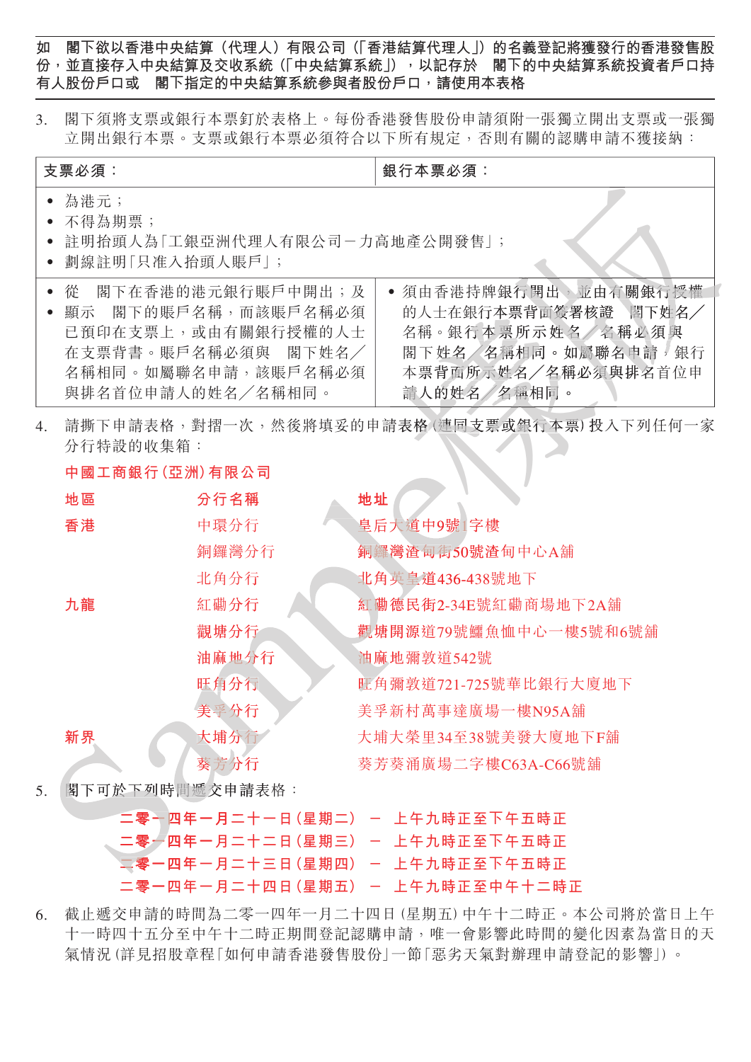**如　閣下欲以香港中央結算（代理人）有限公司（「香港結算代理人」）的名義登記將獲發行的香港發售股份，並直接存入中央結算及交收系統（「中央結算系統」），以記存於　閣下的中央結算系統投資者戶口持有人股份戶口或　閣下指定的中央結算系統參與者股份戶口，請使用本表格**

3. 閣下須將支票或銀行本票釘於表格上。每份香港發售股份申請須附一張獨立開出支票或一張獨立開出銀行本票。支票或銀行本票必須符合以下所有規定，否則有關的認購申請不獲接納：

| 支票必須： | 銀行本票必須： |
|---|---|
| • 為港元；<br>• 不得為期票；<br>• 註明抬頭人為「工銀亞洲代理人有限公司－力高地產公開發售」；<br>• 劃線註明「只准入抬頭人賬戶」； | |
| • 從　閣下在香港的港元銀行賬戶中開出；及<br>• 顯示　閣下的賬戶名稱，而該賬戶名稱必須已預印在支票上，或由有關銀行授權的人士在支票背書。賬戶名稱必須與　閣下姓名／名稱相同。如屬聯名申請，該賬戶名稱必須與排名首位申請人的姓名／名稱相同。 | • 須由香港持牌銀行開出，並由有關銀行授權的人士在銀行本票背面簽署核證　閣下姓名／名稱。銀行本票所示姓名／名稱必須與閣下姓名／名稱相同。如屬聯名申請，銀行本票背面所示姓名／名稱必須與排名首位申請人的姓名／名稱相同。 |

4. 請撕下申請表格，對摺一次，然後將填妥的申請表格（連同支票或銀行本票）投入下列任何一家分行特設的收集箱：

**中國工商銀行(亞洲)有限公司**

| 地區 | 分行名稱 | 地址 |
|---|---|---|
| 香港 | 中環分行 | 皇后大道中9號1字樓 |
| | 銅鑼灣分行 | 銅鑼灣渣甸街50號渣甸中心A舖 |
| | 北角分行 | 北角英皇道436-438號地下 |
| 九龍 | 紅磡分行 | 紅磡德民街2-34E號紅磡商場地下2A舖 |
| | 觀塘分行 | 觀塘開源道79號鱷魚恤中心一樓5號和6號舖 |
| | 油麻地分行 | 油麻地彌敦道542號 |
| | 旺角分行 | 旺角彌敦道721-725號華比銀行大廈地下 |
| | 美孚分行 | 美孚新村萬事達廣場一樓N95A舖 |
| 新界 | 大埔分行 | 大埔大榮里34至38號美發大廈地下F舖 |
| | 葵芳分行 | 葵芳葵涌廣場二字樓C63A-C66號舖 |

5. 閣下可於下列時間遞交申請表格：

二零一四年一月二十一日（星期二） － 上午九時正至下午五時正
二零一四年一月二十二日（星期三） － 上午九時正至下午五時正
二零一四年一月二十三日（星期四） － 上午九時正至下午五時正
二零一四年一月二十四日（星期五） － 上午九時正至中午十二時正

6. 截止遞交申請的時間為二零一四年一月二十四日（星期五）中午十二時正。本公司將於當日上午十一時四十五分至中午十二時正期間登記認購申請，唯一會影響此時間的變化因素為當日的天氣情況（詳見招股章程「如何申請香港發售股份」一節「惡劣天氣對辦理申請登記的影響」）。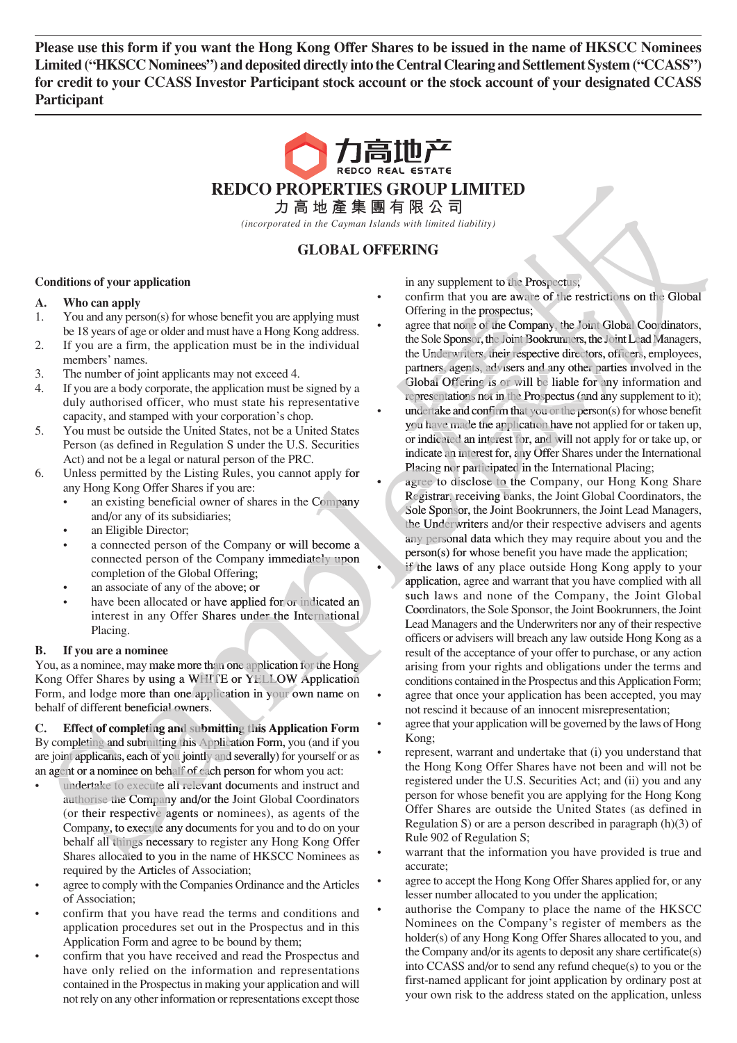**Please use this form if you want the Hong Kong Offer Shares to be issued in the name of HKSCC Nominees Limited ("HKSCC Nominees") and deposited directly into the Central Clearing and Settlement System ("CCASS") for credit to your CCASS Investor Participant stock account or the stock account of your designated CCASS Participant**

力高地产
REDCO REAL ESTATE

# REDCO PROPERTIES GROUP LIMITED
# 力高地產集團有限公司

*(incorporated in the Cayman Islands with limited liability)*

## GLOBAL OFFERING

### Conditions of your application

**A. Who can apply**

1. You and any person(s) for whose benefit you are applying must be 18 years of age or older and must have a Hong Kong address.
2. If you are a firm, the application must be in the individual members' names.
3. The number of joint applicants may not exceed 4.
4. If you are a body corporate, the application must be signed by a duly authorised officer, who must state his representative capacity, and stamped with your corporation's chop.
5. You must be outside the United States, not be a United States Person (as defined in Regulation S under the U.S. Securities Act) and not be a legal or natural person of the PRC.
6. Unless permitted by the Listing Rules, you cannot apply for any Hong Kong Offer Shares if you are:
   - an existing beneficial owner of shares in the Company and/or any of its subsidiaries;
   - an Eligible Director;
   - a connected person of the Company or will become a connected person of the Company immediately upon completion of the Global Offering;
   - an associate of any of the above; or
   - have been allocated or have applied for or indicated an interest in any Offer Shares under the International Placing.

**B. If you are a nominee**

You, as a nominee, may make more than one application for the Hong Kong Offer Shares by using a WHITE or YELLOW Application Form, and lodge more than one application in your own name on behalf of different beneficial owners.

**C. Effect of completing and submitting this Application Form**

By completing and submitting this Application Form, you (and if you are joint applicants, each of you jointly and severally) for yourself or as an agent or a nominee on behalf of each person for whom you act:

- undertake to execute all relevant documents and instruct and authorise the Company and/or the Joint Global Coordinators (or their respective agents or nominees), as agents of the Company, to execute any documents for you and to do on your behalf all things necessary to register any Hong Kong Offer Shares allocated to you in the name of HKSCC Nominees as required by the Articles of Association;
- agree to comply with the Companies Ordinance and the Articles of Association;
- confirm that you have read the terms and conditions and application procedures set out in the Prospectus and in this Application Form and agree to be bound by them;
- confirm that you have received and read the Prospectus and have only relied on the information and representations contained in the Prospectus in making your application and will not rely on any other information or representations except those in any supplement to the Prospectus;
- confirm that you are aware of the restrictions on the Global Offering in the prospectus;
- agree that none of the Company, the Joint Global Coordinators, the Sole Sponsor, the Joint Bookrunners, the Joint Lead Managers, the Underwriters, their respective directors, officers, employees, partners, agents, advisers and any other parties involved in the Global Offering is or will be liable for any information and representations not in the Prospectus (and any supplement to it);
- undertake and confirm that you or the person(s) for whose benefit you have made the application have not applied for or taken up, or indicated an interest for, and will not apply for or take up, or indicate an interest for, any Offer Shares under the International Placing nor participated in the International Placing;
- agree to disclose to the Company, our Hong Kong Share Registrar, receiving banks, the Joint Global Coordinators, the Sole Sponsor, the Joint Bookrunners, the Joint Lead Managers, the Underwriters and/or their respective advisers and agents any personal data which they may require about you and the person(s) for whose benefit you have made the application;
- if the laws of any place outside Hong Kong apply to your application, agree and warrant that you have complied with all such laws and none of the Company, the Joint Global Coordinators, the Sole Sponsor, the Joint Bookrunners, the Joint Lead Managers and the Underwriters nor any of their respective officers or advisers will breach any law outside Hong Kong as a result of the acceptance of your offer to purchase, or any action arising from your rights and obligations under the terms and conditions contained in the Prospectus and this Application Form;
- agree that once your application has been accepted, you may not rescind it because of an innocent misrepresentation;
- agree that your application will be governed by the laws of Hong Kong;
- represent, warrant and undertake that (i) you understand that the Hong Kong Offer Shares have not been and will not be registered under the U.S. Securities Act; and (ii) you and any person for whose benefit you are applying for the Hong Kong Offer Shares are outside the United States (as defined in Regulation S) or are a person described in paragraph (h)(3) of Rule 902 of Regulation S;
- warrant that the information you have provided is true and accurate;
- agree to accept the Hong Kong Offer Shares applied for, or any lesser number allocated to you under the application;
- authorise the Company to place the name of the HKSCC Nominees on the Company's register of members as the holder(s) of any Hong Kong Offer Shares allocated to you, and the Company and/or its agents to deposit any share certificate(s) into CCASS and/or to send any refund cheque(s) to you or the first-named applicant for joint application by ordinary post at your own risk to the address stated on the application, unless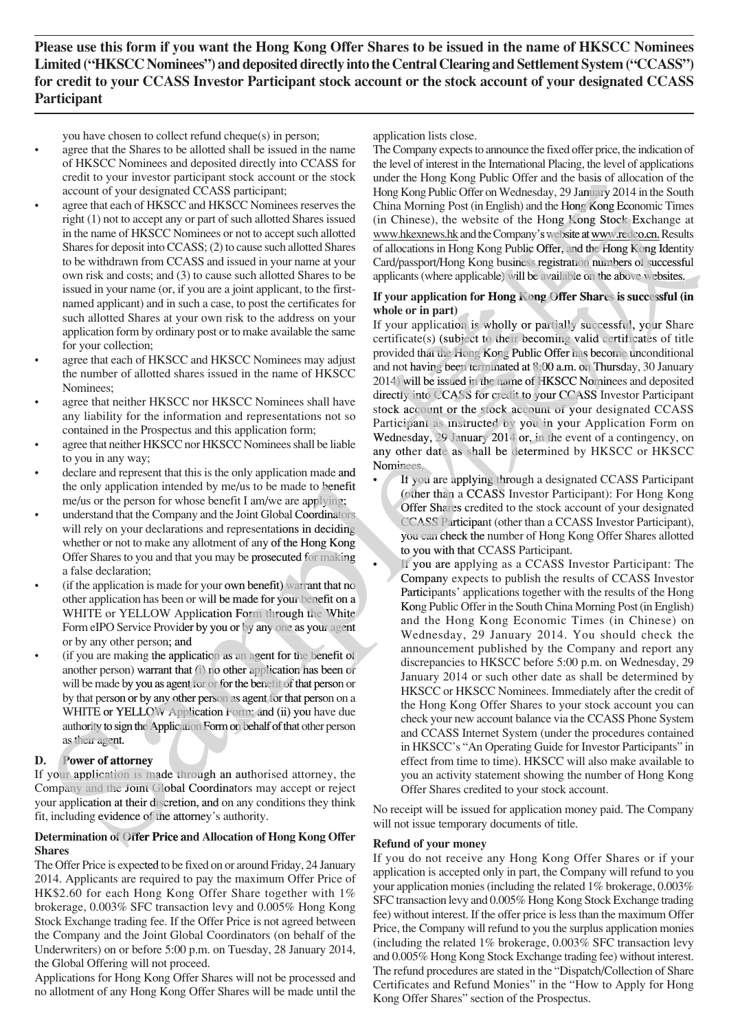**Please use this form if you want the Hong Kong Offer Shares to be issued in the name of HKSCC Nominees Limited ("HKSCC Nominees") and deposited directly into the Central Clearing and Settlement System ("CCASS") for credit to your CCASS Investor Participant stock account or the stock account of your designated CCASS Participant**

you have chosen to collect refund cheque(s) in person;

- agree that the Shares to be allotted shall be issued in the name of HKSCC Nominees and deposited directly into CCASS for credit to your investor participant stock account or the stock account of your designated CCASS participant;
- agree that each of HKSCC and HKSCC Nominees reserves the right (1) not to accept any or part of such allotted Shares issued in the name of HKSCC Nominees or not to accept such allotted Shares for deposit into CCASS; (2) to cause such allotted Shares to be withdrawn from CCASS and issued in your name at your own risk and costs; and (3) to cause such allotted Shares to be issued in your name (or, if you are a joint applicant, to the first-named applicant) and in such a case, to post the certificates for such allotted Shares at your own risk to the address on your application form by ordinary post or to make available the same for your collection;
- agree that each of HKSCC and HKSCC Nominees may adjust the number of allotted shares issued in the name of HKSCC Nominees;
- agree that neither HKSCC nor HKSCC Nominees shall have any liability for the information and representations not so contained in the Prospectus and this application form;
- agree that neither HKSCC nor HKSCC Nominees shall be liable to you in any way;
- declare and represent that this is the only application made and the only application intended by me/us to be made to benefit me/us or the person for whose benefit I am/we are applying;
- understand that the Company and the Joint Global Coordinators will rely on your declarations and representations in deciding whether or not to make any allotment of any of the Hong Kong Offer Shares to you and that you may be prosecuted for making a false declaration;
- (if the application is made for your own benefit) warrant that no other application has been or will be made for your benefit on a WHITE or YELLOW Application Form through the White Form eIPO Service Provider by you or by any one as your agent or by any other person; and
- (if you are making the application as an agent for the benefit of another person) warrant that (i) no other application has been or will be made by you as agent for or for the benefit of that person or by that person or by any other person as agent for that person on a WHITE or YELLOW Application Form; and (ii) you have due authority to sign the Application Form on behalf of that other person as their agent.

**D. Power of attorney**

If your application is made through an authorised attorney, the Company and the Joint Global Coordinators may accept or reject your application at their discretion, and on any conditions they think fit, including evidence of the attorney's authority.

**Determination of Offer Price and Allocation of Hong Kong Offer Shares**

The Offer Price is expected to be fixed on or around Friday, 24 January 2014. Applicants are required to pay the maximum Offer Price of HK$2.60 for each Hong Kong Offer Share together with 1% brokerage, 0.003% SFC transaction levy and 0.005% Hong Kong Stock Exchange trading fee. If the Offer Price is not agreed between the Company and the Joint Global Coordinators (on behalf of the Underwriters) on or before 5:00 p.m. on Tuesday, 28 January 2014, the Global Offering will not proceed.

Applications for Hong Kong Offer Shares will not be processed and no allotment of any Hong Kong Offer Shares will be made until the application lists close.

The Company expects to announce the fixed offer price, the indication of the level of interest in the International Placing, the level of applications under the Hong Kong Public Offer and the basis of allocation of the Hong Kong Public Offer on Wednesday, 29 January 2014 in the South China Morning Post (in English) and the Hong Kong Economic Times (in Chinese), the website of the Hong Kong Stock Exchange at www.hkexnews.hk and the Company's website at www.redco.cn. Results of allocations in Hong Kong Public Offer, and the Hong Kong Identity Card/passport/Hong Kong business registration numbers of successful applicants (where applicable) will be available on the above websites.

**If your application for Hong Kong Offer Shares is successful (in whole or in part)**

If your application is wholly or partially successful, your Share certificate(s) (subject to their becoming valid certificates of title provided that the Hong Kong Public Offer has become unconditional and not having been terminated at 8:00 a.m. on Thursday, 30 January 2014) will be issued in the name of HKSCC Nominees and deposited directly into CCASS for credit to your CCASS Investor Participant stock account or the stock account of your designated CCASS Participant as instructed by you in your Application Form on Wednesday, 29 January 2014 or, in the event of a contingency, on any other date as shall be determined by HKSCC or HKSCC Nominees.

- If you are applying through a designated CCASS Participant (other than a CCASS Investor Participant): For Hong Kong Offer Shares credited to the stock account of your designated CCASS Participant (other than a CCASS Investor Participant), you can check the number of Hong Kong Offer Shares allotted to you with that CCASS Participant.
- If you are applying as a CCASS Investor Participant: The Company expects to publish the results of CCASS Investor Participants' applications together with the results of the Hong Kong Public Offer in the South China Morning Post (in English) and the Hong Kong Economic Times (in Chinese) on Wednesday, 29 January 2014. You should check the announcement published by the Company and report any discrepancies to HKSCC before 5:00 p.m. on Wednesday, 29 January 2014 or such other date as shall be determined by HKSCC or HKSCC Nominees. Immediately after the credit of the Hong Kong Offer Shares to your stock account you can check your new account balance via the CCASS Phone System and CCASS Internet System (under the procedures contained in HKSCC's "An Operating Guide for Investor Participants" in effect from time to time). HKSCC will also make available to you an activity statement showing the number of Hong Kong Offer Shares credited to your stock account.

No receipt will be issued for application money paid. The Company will not issue temporary documents of title.

**Refund of your money**

If you do not receive any Hong Kong Offer Shares or if your application is accepted only in part, the Company will refund to you your application monies (including the related 1% brokerage, 0.003% SFC transaction levy and 0.005% Hong Kong Stock Exchange trading fee) without interest. If the offer price is less than the maximum Offer Price, the Company will refund to you the surplus application monies (including the related 1% brokerage, 0.003% SFC transaction levy and 0.005% Hong Kong Stock Exchange trading fee) without interest. The refund procedures are stated in the "Dispatch/Collection of Share Certificates and Refund Monies" in the "How to Apply for Hong Kong Offer Shares" section of the Prospectus.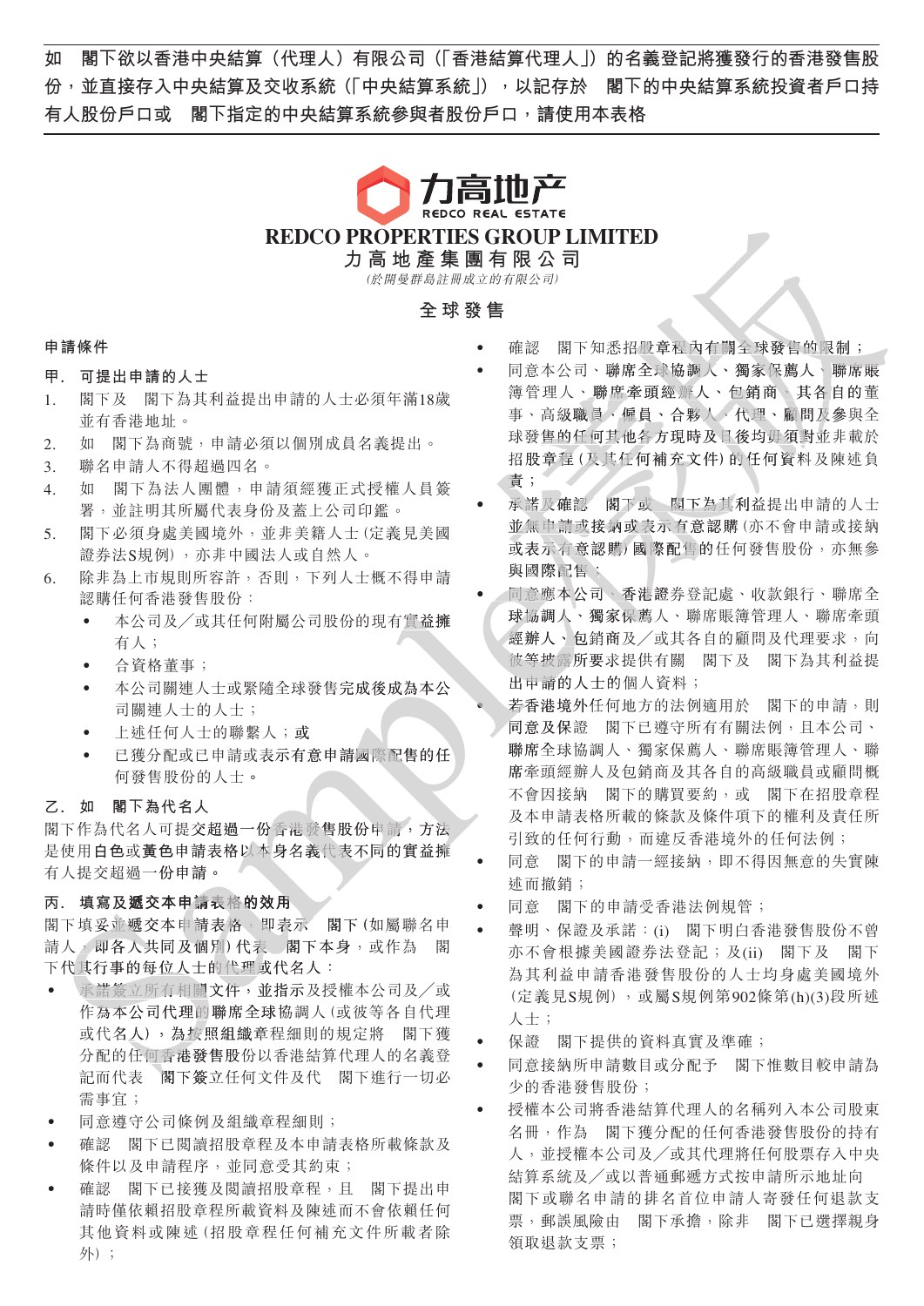**如　閣下欲以香港中央結算（代理人）有限公司（「香港結算代理人」）的名義登記將獲發行的香港發售股份，並直接存入中央結算及交收系統（「中央結算系統」），以記存於　閣下的中央結算系統投資者戶口持有人股份戶口或　閣下指定的中央結算系統參與者股份戶口，請使用本表格**

# REDCO PROPERTIES GROUP LIMITED
# 力高地產集團有限公司

*(於開曼群島註冊成立的有限公司)*

## 全球發售

### 申請條件

#### 甲.　可提出申請的人士

1. 閣下及　閣下為其利益提出申請的人士必須年滿18歲並有香港地址。
2. 如　閣下為商號，申請必須以個別成員名義提出。
3. 聯名申請人不得超過四名。
4. 如　閣下為法人團體，申請須經獲正式授權人員簽署，並註明其所屬代表身份及蓋上公司印鑑。
5. 閣下必須身處美國境外，並非美籍人士(定義見美國證券法S規例)，亦非中國法人或自然人。
6. 除非為上市規則所容許，否則，下列人士概不得申請認購任何香港發售股份：
   - 本公司及╱或其任何附屬公司股份的現有實益擁有人；
   - 合資格董事；
   - 本公司關連人士或緊隨全球發售完成後成為本公司關連人士的人士；
   - 上述任何人士的聯繫人；或
   - 已獲分配或已申請或表示有意申請國際配售的任何發售股份的人士。

#### 乙.　如　閣下為代名人

閣下作為代名人可提交超過一份香港發售股份申請，方法是使用**白色**或**黃色**申請表格以本身名義代表不同的實益擁有人提交超過一份申請。

#### 丙.　填寫及遞交本申請表格的效用

閣下填妥並遞交本申請表格，即表示　閣下(如屬聯名申請人，即各人共同及個別)代表　閣下本身，或作為　閣下代其行事的每位人士的代理或代名人：

- 承諾簽立所有相關文件，並指示及授權本公司及╱或作為本公司代理的聯席全球協調人(或彼等各自代理或代名人)，為按照組織章程細則的規定將　閣下獲分配的任何香港發售股份以香港結算代理人的名義登記而代表　閣下簽立任何文件及代　閣下進行一切必需事宜；
- 同意遵守公司條例及組織章程細則；
- 確認　閣下已閱讀招股章程及本申請表格所載條款及條件以及申請程序，並同意受其約束；
- 確認　閣下已接獲及閱讀招股章程，且　閣下提出申請時僅依賴招股章程所載資料及陳述而不會依賴任何其他資料或陳述(招股章程任何補充文件所載者除外)；
- 確認　閣下知悉招股章程內有關全球發售的限制；
- 同意本公司、聯席全球協調人、獨家保薦人、聯席賬簿管理人、聯席牽頭經辦人、包銷商、其各自的董事、高級職員、僱員、合夥人、代理、顧問及參與全球發售的任何其他各方現時及日後均毋須對並非載於招股章程(及其任何補充文件)的任何資料及陳述負責；
- 承諾及確認　閣下或　閣下為其利益提出申請的人士並無申請或接納或表示有意認購(亦不會申請或接納或表示有意認購)國際配售的任何發售股份，亦無參與國際配售；
- 同意應本公司、香港證券登記處、收款銀行、聯席全球協調人、獨家保薦人、聯席賬簿管理人、聯席牽頭經辦人、包銷商及╱或其各自的顧問及代理要求，向彼等披露所要求提供有關　閣下及　閣下為其利益提出申請的人士的個人資料；
- 若香港境外任何地方的法例適用於　閣下的申請，則同意及保證　閣下已遵守所有有關法例，且本公司、聯席全球協調人、獨家保薦人、聯席賬簿管理人、聯席牽頭經辦人及包銷商及其各自的高級職員或顧問概不會因接納　閣下的購買要約，或　閣下在招股章程及本申請表格所載的條款及條件項下的權利及責任所引致的任何行動，而違反香港境外的任何法例；
- 同意　閣下的申請一經接納，即不得因無意的失實陳述而撤銷；
- 同意　閣下的申請受香港法例規管；
- 聲明、保證及承諾：(i)　閣下明白香港發售股份不曾亦不會根據美國證券法登記；及(ii)　閣下及　閣下為其利益申請香港發售股份的人士均身處美國境外(定義見S規例)，或屬S規例第902條第(h)(3)段所述人士；
- 保證　閣下提供的資料真實及準確；
- 同意接納所申請數目或分配予　閣下惟數目較申請為少的香港發售股份；
- 授權本公司將香港結算代理人的名稱列入本公司股東名冊，作為　閣下獲分配的任何香港發售股份的持有人，並授權本公司及╱或其代理將任何股票存入中央結算系統及╱或以普通郵遞方式按申請所示地址向閣下或聯名申請的排名首位申請人寄發任何退款支票，郵誤風險由　閣下承擔，除非　閣下已選擇親身領取退款支票；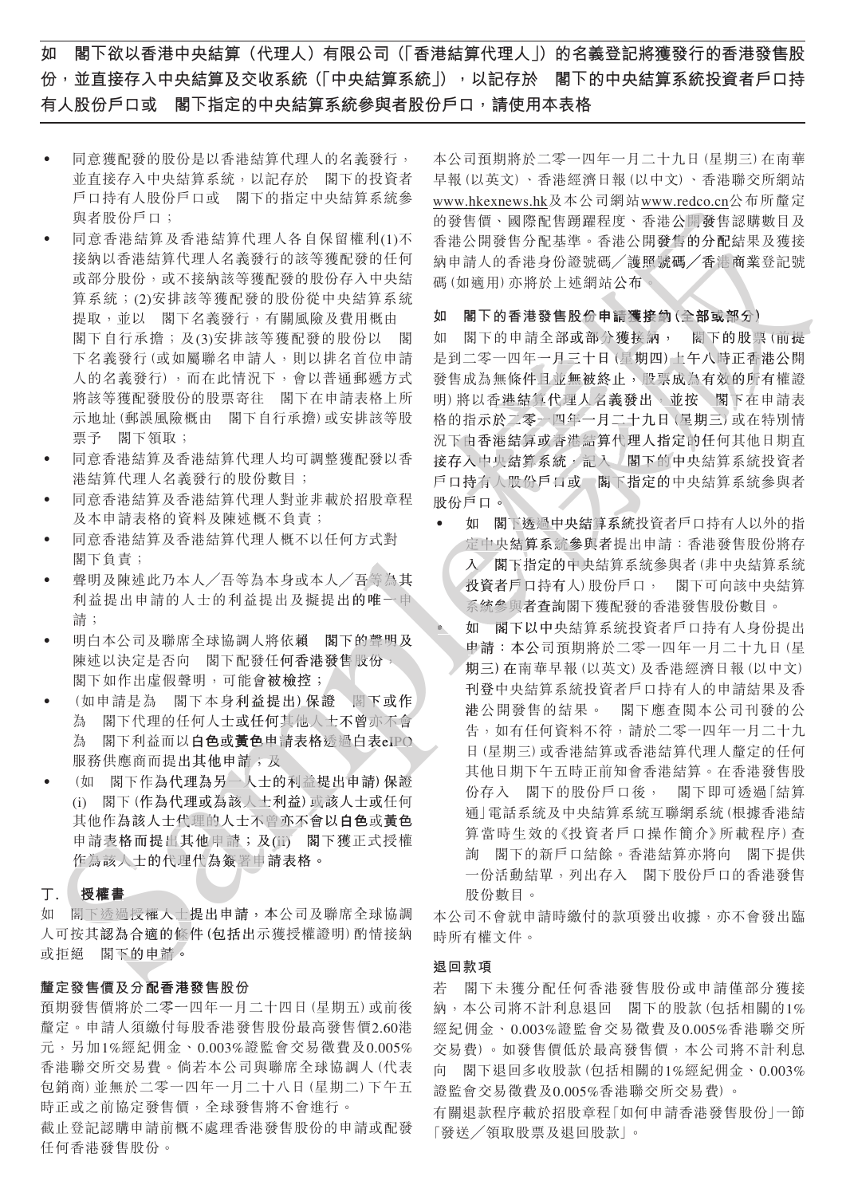**如　閣下欲以香港中央結算（代理人）有限公司（「香港結算代理人」）的名義登記將獲發行的香港發售股份，並直接存入中央結算及交收系統（「中央結算系統」），以記存於　閣下的中央結算系統投資者戶口持有人股份戶口或　閣下指定的中央結算系統參與者股份戶口，請使用本表格**

- 同意獲配發的股份是以香港結算代理人的名義發行，並直接存入中央結算系統，以記存於　閣下的投資者戶口持有人股份戶口或　閣下的指定中央結算系統參與者股份戶口；
- 同意香港結算及香港結算代理人各自保留權利(1)不接納以香港結算代理人名義發行的該等獲配發的任何或部分股份，或不接納該等獲配發的股份存入中央結算系統；(2)安排該等獲配發的股份從中央結算系統提取，並以　閣下名義發行，有關風險及費用概由　閣下自行承擔；及(3)安排該等獲配發的股份以　閣下名義發行(或如屬聯名申請人，則以排名首位申請人的名義發行)，而在此情況下，會以普通郵遞方式將該等獲配發股份的股票寄往　閣下在申請表格上所示地址(郵誤風險概由　閣下自行承擔)或安排該等股票予　閣下領取；
- 同意香港結算及香港結算代理人均可調整獲配發以香港結算代理人名義發行的股份數目；
- 同意香港結算及香港結算代理人對並非載於招股章程及本申請表格的資料及陳述概不負責；
- 同意香港結算及香港結算代理人概不以任何方式對　閣下負責；
- 聲明及陳述此乃本人／吾等為本身或本人／吾等為其利益提出申請的人士的利益提出及擬提出的唯一申請；
- 明白本公司及聯席全球協調人將依賴　閣下的聲明及陳述以決定是否向　閣下配發任何香港發售股份，　閣下如作出虛假聲明，可能會被檢控；
- (如申請是為　閣下本身利益提出)保證　閣下或作為　閣下代理的任何人士或任何其他人士不曾亦不會為　閣下利益而以白色或黃色申請表格或透過白表eIPO服務供應商而提出其他申請；及
- (如　閣下作為代理為另一人士的利益提出申請)保證(i)　閣下(作為代理或為該人士利益)或該人士或任何其他作為該人士代理的人士不曾亦不會以白色或黃色申請表格而提出其他申請；及(ii)　閣下獲正式授權作為該人士的代理代為簽署申請表格。

### 丁.　授權書

如　閣下透過授權人士提出申請，本公司及聯席全球協調人可按其認為合適的條件(包括出示獲授權證明)酌情接納或拒絕　閣下的申請。

### 釐定發售價及分配香港發售股份

預期發售價將於二零一四年一月二十四日(星期五)或前後釐定。申請人須繳付每股香港發售股份最高發售價2.60港元，另加1%經紀佣金、0.003%證監會交易徵費及0.005%香港聯交所交易費。倘若本公司與聯席全球協調人(代表包銷商)並無於二零一四年一月二十八日(星期二)下午五時正或之前協定發售價，全球發售將不會進行。

截止登記認購申請前概不處理香港發售股份的申請或配發任何香港發售股份。

本公司預期將於二零一四年一月二十九日(星期三)在南華早報(以英文)、香港經濟日報(以中文)、香港聯交所網站www.hkexnews.hk及本公司網站www.redco.cn公布所釐定的發售價、國際配售踴躍程度、香港公開發售認購數目及香港公開發售分配基準。香港公開發售的分配結果及獲接納申請人的香港身份證號碼／護照號碼／香港商業登記號碼(如適用)亦將於上述網站公布。

### 如　閣下的香港發售股份申請獲接納(全部或部分)

如　閣下的申請全部或部分獲接納，　閣下的股票(前提是到二零一四年一月三十日(星期四)上午八時正香港公開發售成為無條件且並無被終止，股票成為有效的所有權證明)將以香港結算代理人名義發出，並按　閣下在申請表格的指示於二零一四年一月二十九日(星期三)或在特別情況下由香港結算或香港結算代理人指定的任何其他日期直接存入中央結算系統，記入　閣下的中央結算系統投資者戶口持有人股份戶口或　閣下指定的中央結算系統參與者股份戶口。

- **如　閣下透過中央結算系統投資者戶口持有人以外的指定中央結算系統參與者提出申請：**香港發售股份將存入　閣下指定的中央結算系統參與者(非中央結算系統投資者戶口持有人)股份戶口，　閣下可向該中央結算系統參與者查詢閣下獲配發的香港發售股份數目。
- **如　閣下以中央結算系統投資者戶口持有人身份提出申請：**本公司預期將於二零一四年一月二十九日(星期三)在南華早報(以英文)及香港經濟日報(以中文)刊登中央結算系統投資者戶口持有人的申請結果及香港公開發售的結果。　閣下應查閱本公司刊發的公告，如有任何資料不符，請於二零一四年一月二十九日(星期三)或香港結算或香港結算代理人釐定的任何其他日期下午五時正前知會香港結算。在香港發售股份存入　閣下的股份戶口後，　閣下即可透過「結算通」電話系統及中央結算系統互聯網系統(根據香港結算當時生效的《投資者戶口操作簡介》所載程序)查詢　閣下的新戶口結餘。香港結算亦將向　閣下提供一份活動結單，列出存入　閣下股份戶口的香港發售股份數目。

本公司不會就申請時繳付的款項發出收據，亦不會發出臨時所有權文件。

### 退回款項

若　閣下未獲分配任何香港發售股份或申請僅部分獲接納，本公司將不計利息退回　閣下的股款(包括相關的1%經紀佣金、0.003%證監會交易徵費及0.005%香港聯交所交易費)。如發售價低於最高發售價，本公司將不計利息向　閣下退回多收股款(包括相關的1%經紀佣金、0.003%證監會交易徵費及0.005%香港聯交所交易費)。

有關退款程序載於招股章程「如何申請香港發售股份」一節「發送／領取股票及退回股款」。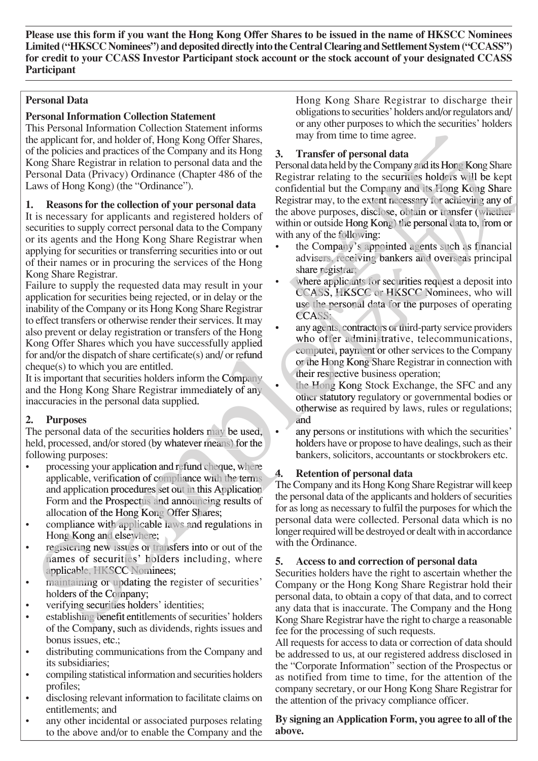**Please use this form if you want the Hong Kong Offer Shares to be issued in the name of HKSCC Nominees Limited ("HKSCC Nominees") and deposited directly into the Central Clearing and Settlement System ("CCASS") for credit to your CCASS Investor Participant stock account or the stock account of your designated CCASS Participant**

## Personal Data

### Personal Information Collection Statement

This Personal Information Collection Statement informs the applicant for, and holder of, Hong Kong Offer Shares, of the policies and practices of the Company and its Hong Kong Share Registrar in relation to personal data and the Personal Data (Privacy) Ordinance (Chapter 486 of the Laws of Hong Kong) (the "Ordinance").

### 1. Reasons for the collection of your personal data

It is necessary for applicants and registered holders of securities to supply correct personal data to the Company or its agents and the Hong Kong Share Registrar when applying for securities or transferring securities into or out of their names or in procuring the services of the Hong Kong Share Registrar.

Failure to supply the requested data may result in your application for securities being rejected, or in delay or the inability of the Company or its Hong Kong Share Registrar to effect transfers or otherwise render their services. It may also prevent or delay registration or transfers of the Hong Kong Offer Shares which you have successfully applied for and/or the dispatch of share certificate(s) and/ or refund cheque(s) to which you are entitled.

It is important that securities holders inform the Company and the Hong Kong Share Registrar immediately of any inaccuracies in the personal data supplied.

### 2. Purposes

The personal data of the securities holders may be used, held, processed, and/or stored (by whatever means) for the following purposes:

- processing your application and refund cheque, where applicable, verification of compliance with the terms and application procedures set out in this Application Form and the Prospectus and announcing results of allocation of the Hong Kong Offer Shares;
- compliance with applicable laws and regulations in Hong Kong and elsewhere;
- registering new issues or transfers into or out of the names of securities' holders including, where applicable, HKSCC Nominees;
- maintaining or updating the register of securities' holders of the Company;
- verifying securities holders' identities;
- establishing benefit entitlements of securities' holders of the Company, such as dividends, rights issues and bonus issues, etc.;
- distributing communications from the Company and its subsidiaries;
- compiling statistical information and securities holders profiles;
- disclosing relevant information to facilitate claims on entitlements; and
- any other incidental or associated purposes relating to the above and/or to enable the Company and the Hong Kong Share Registrar to discharge their obligations to securities' holders and/or regulators and/ or any other purposes to which the securities' holders may from time to time agree.

### 3. Transfer of personal data

Personal data held by the Company and its Hong Kong Share Registrar relating to the securities holders will be kept confidential but the Company and its Hong Kong Share Registrar may, to the extent necessary for achieving any of the above purposes, disclose, obtain or transfer (whether within or outside Hong Kong) the personal data to, from or with any of the following:

- the Company's appointed agents such as financial advisers, receiving bankers and overseas principal share registrar;
- where applicants for securities request a deposit into CCASS, HKSCC or HKSCC Nominees, who will use the personal data for the purposes of operating CCASS;
- any agents, contractors or third-party service providers who offer administrative, telecommunications, computer, payment or other services to the Company or the Hong Kong Share Registrar in connection with their respective business operation;
- the Hong Kong Stock Exchange, the SFC and any other statutory regulatory or governmental bodies or otherwise as required by laws, rules or regulations; and
- any persons or institutions with which the securities' holders have or propose to have dealings, such as their bankers, solicitors, accountants or stockbrokers etc.

### 4. Retention of personal data

The Company and its Hong Kong Share Registrar will keep the personal data of the applicants and holders of securities for as long as necessary to fulfil the purposes for which the personal data were collected. Personal data which is no longer required will be destroyed or dealt with in accordance with the Ordinance.

### 5. Access to and correction of personal data

Securities holders have the right to ascertain whether the Company or the Hong Kong Share Registrar hold their personal data, to obtain a copy of that data, and to correct any data that is inaccurate. The Company and the Hong Kong Share Registrar have the right to charge a reasonable fee for the processing of such requests.

All requests for access to data or correction of data should be addressed to us, at our registered address disclosed in the "Corporate Information" section of the Prospectus or as notified from time to time, for the attention of the company secretary, or our Hong Kong Share Registrar for the attention of the privacy compliance officer.

**By signing an Application Form, you agree to all of the above.**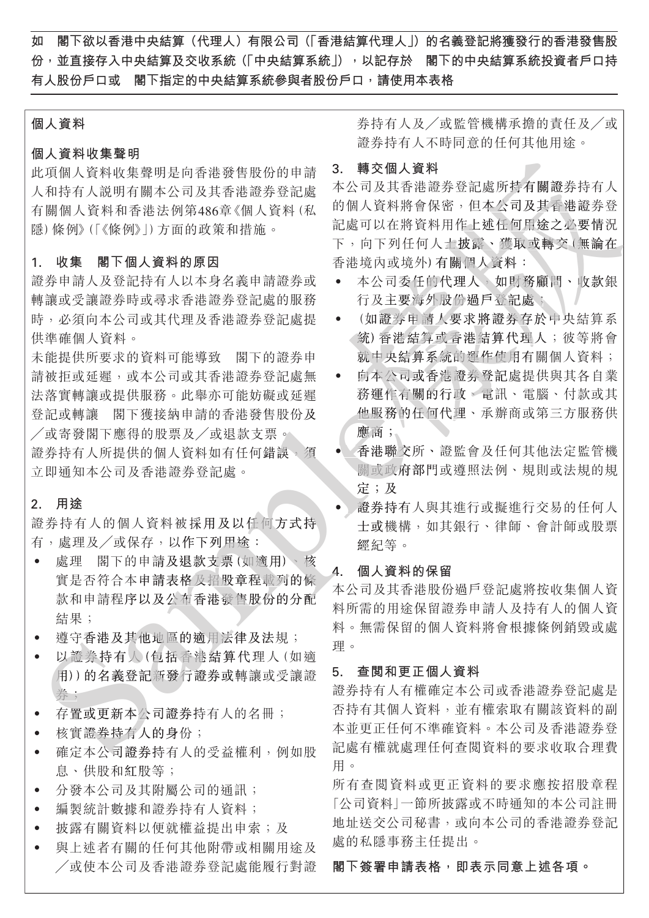**如　閣下欲以香港中央結算（代理人）有限公司（「香港結算代理人」）的名義登記將獲發行的香港發售股份，並直接存入中央結算及交收系統（「中央結算系統」），以記存於　閣下的中央結算系統投資者戶口持有人股份戶口或　閣下指定的中央結算系統參與者股份戶口，請使用本表格**

## 個人資料

### 個人資料收集聲明

此項個人資料收集聲明是向香港發售股份的申請人和持有人說明有關本公司及其香港證券登記處有關個人資料和香港法例第486章《個人資料（私隱）條例》（「《條例》」）方面的政策和措施。

### 1. 收集　閣下個人資料的原因

證券申請人及登記持有人以本身名義申請證券或轉讓或受讓證券時或尋求香港證券登記處的服務時，必須向本公司或其代理及香港證券登記處提供準確個人資料。

未能提供所要求的資料可能導致　閣下的證券申請被拒或延遲，或本公司或其香港證券登記處無法落實轉讓或提供服務。此舉亦可能妨礙或延遲登記或轉讓　閣下獲接納申請的香港發售股份及／或寄發閣下應得的股票及／或退款支票。

證券持有人所提供的個人資料如有任何錯誤，須立即通知本公司及香港證券登記處。

### 2. 用途

證券持有人的個人資料被採用及以任何方式持有，處理及／或保存，以作下列用途：

- 處理　閣下的申請及退款支票（如適用）、核實是否符合本申請表格及招股章程載列的條款和申請程序以及公布香港發售股份的分配結果；
- 遵守香港及其他地區的適用法律及法規；
- 以證券持有人（包括香港結算代理人（如適用））的名義登記新發行證券或轉讓或受讓證券；
- 存置或更新本公司證券持有人的名冊；
- 核實證券持有人的身份；
- 確定本公司證券持有人的受益權利，例如股息、供股和紅股等；
- 分發本公司及其附屬公司的通訊；
- 編製統計數據和證券持有人資料；
- 披露有關資料以便就權益提出申索；及
- 與上述者有關的任何其他附帶或相關用途及／或使本公司及香港證券登記處能履行對證券持有人及／或監管機構承擔的責任及／或證券持有人不時同意的任何其他用途。

### 3. 轉交個人資料

本公司及其香港證券登記處所持有關證券持有人的個人資料將會保密，但本公司及其香港證券登記處可以在將資料用作上述任何用途之必要情況下，向下列任何人士披露、獲取或轉交（無論在香港境內或境外）有關個人資料：

- 本公司委任的代理人，如財務顧問、收款銀行及主要海外股份過戶登記處；
- （如證券申請人要求將證券存於中央結算系統）香港結算或香港結算代理人；彼等將會就中央結算系統的運作使用有關個人資料；
- 向本公司或香港證券登記處提供與其各自業務運作有關的行政、電訊、電腦、付款或其他服務的任何代理、承辦商或第三方服務供應商；
- 香港聯交所、證監會及任何其他法定監管機關或政府部門或遵照法例、規則或法規的規定；及
- 證券持有人與其進行或擬進行交易的任何人士或機構，如其銀行、律師、會計師或股票經紀等。

### 4. 個人資料的保留

本公司及其香港股份過戶登記處將按收集個人資料所需的用途保留證券申請人及持有人的個人資料。無需保留的個人資料將會根據條例銷毀或處理。

### 5. 查閱和更正個人資料

證券持有人有權確定本公司或香港證券登記處是否持有其個人資料，並有權索取有關該資料的副本並更正任何不準確資料。本公司及香港證券登記處有權就處理任何查閱資料的要求收取合理費用。

所有查閱資料或更正資料的要求應按招股章程「公司資料」一節所披露或不時通知的本公司註冊地址送交公司秘書，或向本公司的香港證券登記處的私隱事務主任提出。

**閣下簽署申請表格，即表示同意上述各項。**